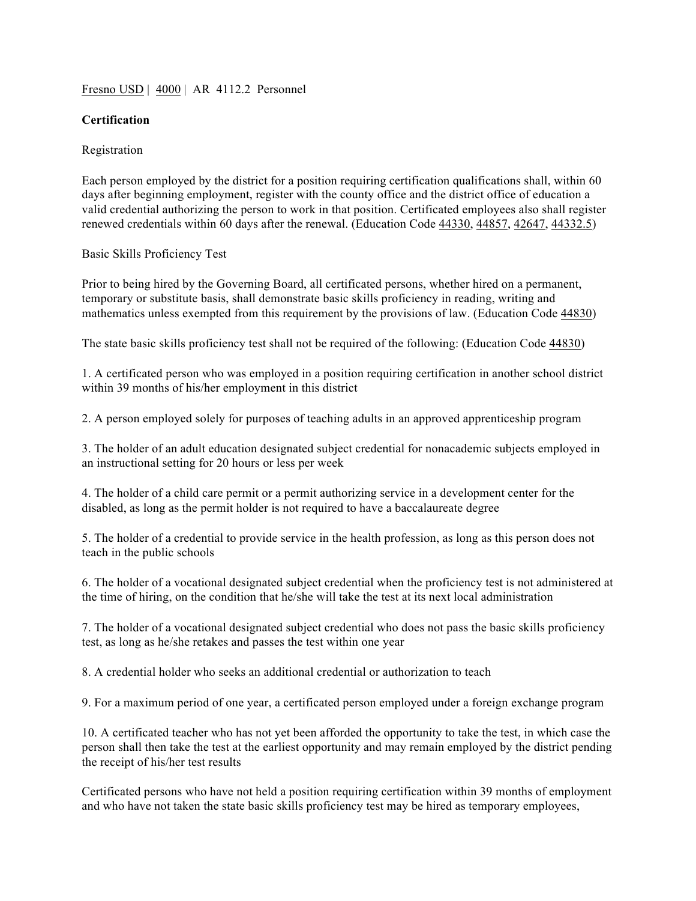Fresno USD | 4000 | AR 4112.2 Personnel

**Certification**

Registration

Each person employed by the district for a position requiring certification qualifications shall, within 60 days after beginning employment, register with the county office and the district office of education a valid credential authorizing the person to work in that position. Certificated employees also shall register renewed credentials within 60 days after the renewal. (Education Code 44330, 44857, 42647, 44332.5)

Basic Skills Proficiency Test

Prior to being hired by the Governing Board, all certificated persons, whether hired on a permanent, temporary or substitute basis, shall demonstrate basic skills proficiency in reading, writing and mathematics unless exempted from this requirement by the provisions of law. (Education Code 44830)

The state basic skills proficiency test shall not be required of the following: (Education Code 44830)

1. A certificated person who was employed in a position requiring certification in another school district within 39 months of his/her employment in this district

2. A person employed solely for purposes of teaching adults in an approved apprenticeship program

3. The holder of an adult education designated subject credential for nonacademic subjects employed in an instructional setting for 20 hours or less per week

4. The holder of a child care permit or a permit authorizing service in a development center for the disabled, as long as the permit holder is not required to have a baccalaureate degree

5. The holder of a credential to provide service in the health profession, as long as this person does not teach in the public schools

6. The holder of a vocational designated subject credential when the proficiency test is not administered at the time of hiring, on the condition that he/she will take the test at its next local administration

7. The holder of a vocational designated subject credential who does not pass the basic skills proficiency test, as long as he/she retakes and passes the test within one year

8. A credential holder who seeks an additional credential or authorization to teach

9. For a maximum period of one year, a certificated person employed under a foreign exchange program

10. A certificated teacher who has not yet been afforded the opportunity to take the test, in which case the person shall then take the test at the earliest opportunity and may remain employed by the district pending the receipt of his/her test results

Certificated persons who have not held a position requiring certification within 39 months of employment and who have not taken the state basic skills proficiency test may be hired as temporary employees,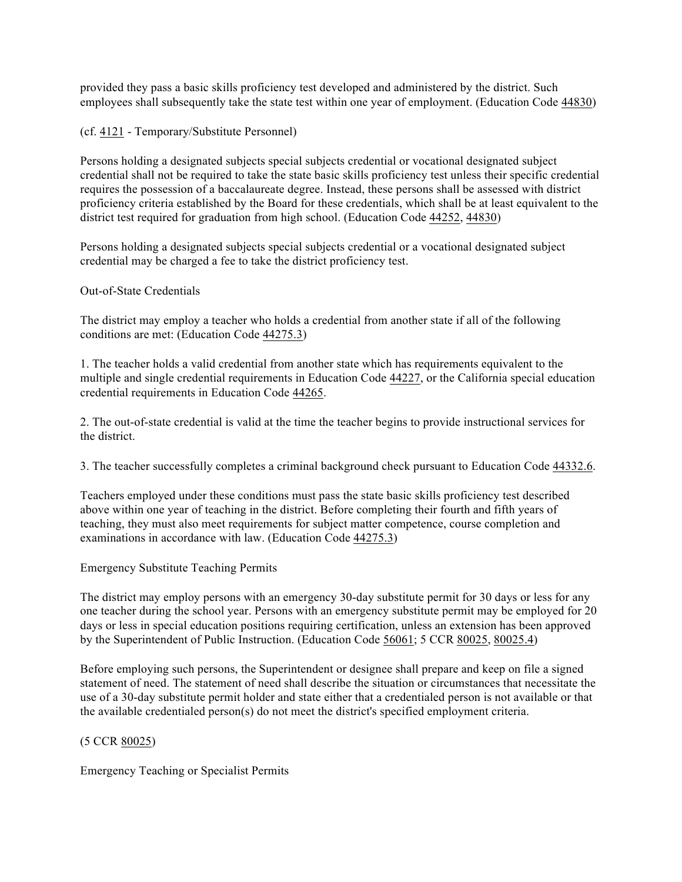provided they pass a basic skills proficiency test developed and administered by the district. Such employees shall subsequently take the state test within one year of employment. (Education Code 44830)

(cf. 4121 - Temporary/Substitute Personnel)

Persons holding a designated subjects special subjects credential or vocational designated subject credential shall not be required to take the state basic skills proficiency test unless their specific credential requires the possession of a baccalaureate degree. Instead, these persons shall be assessed with district proficiency criteria established by the Board for these credentials, which shall be at least equivalent to the district test required for graduation from high school. (Education Code 44252, 44830)

Persons holding a designated subjects special subjects credential or a vocational designated subject credential may be charged a fee to take the district proficiency test.

Out-of-State Credentials

The district may employ a teacher who holds a credential from another state if all of the following conditions are met: (Education Code 44275.3)

1. The teacher holds a valid credential from another state which has requirements equivalent to the multiple and single credential requirements in Education Code 44227, or the California special education credential requirements in Education Code 44265.

2. The out-of-state credential is valid at the time the teacher begins to provide instructional services for the district.

3. The teacher successfully completes a criminal background check pursuant to Education Code 44332.6.

Teachers employed under these conditions must pass the state basic skills proficiency test described above within one year of teaching in the district. Before completing their fourth and fifth years of teaching, they must also meet requirements for subject matter competence, course completion and examinations in accordance with law. (Education Code 44275.3)

Emergency Substitute Teaching Permits

The district may employ persons with an emergency 30-day substitute permit for 30 days or less for any one teacher during the school year. Persons with an emergency substitute permit may be employed for 20 days or less in special education positions requiring certification, unless an extension has been approved by the Superintendent of Public Instruction. (Education Code 56061; 5 CCR 80025, 80025.4)

Before employing such persons, the Superintendent or designee shall prepare and keep on file a signed statement of need. The statement of need shall describe the situation or circumstances that necessitate the use of a 30-day substitute permit holder and state either that a credentialed person is not available or that the available credentialed person(s) do not meet the district's specified employment criteria.

(5 CCR 80025)

Emergency Teaching or Specialist Permits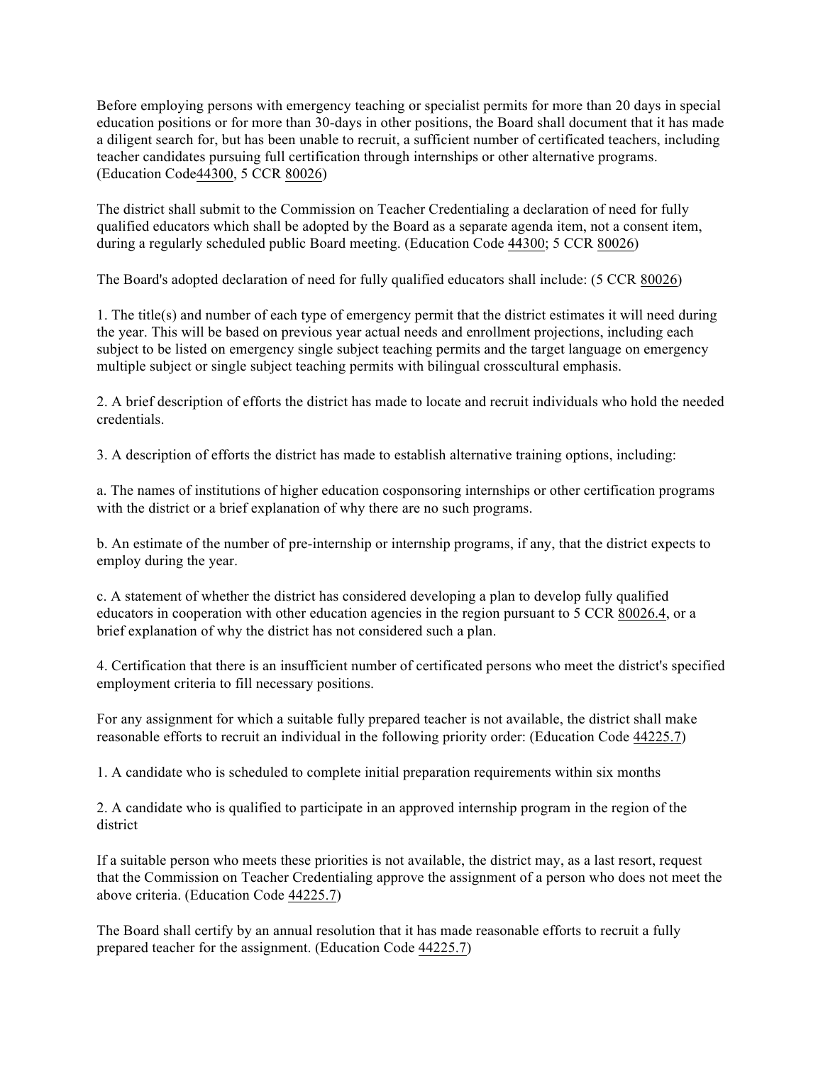Before employing persons with emergency teaching or specialist permits for more than 20 days in special education positions or for more than 30-days in other positions, the Board shall document that it has made a diligent search for, but has been unable to recruit, a sufficient number of certificated teachers, including teacher candidates pursuing full certification through internships or other alternative programs. (Education Code44300, 5 CCR 80026)

The district shall submit to the Commission on Teacher Credentialing a declaration of need for fully qualified educators which shall be adopted by the Board as a separate agenda item, not a consent item, during a regularly scheduled public Board meeting. (Education Code 44300; 5 CCR 80026)

The Board's adopted declaration of need for fully qualified educators shall include: (5 CCR 80026)

1. The title(s) and number of each type of emergency permit that the district estimates it will need during the year. This will be based on previous year actual needs and enrollment projections, including each subject to be listed on emergency single subject teaching permits and the target language on emergency multiple subject or single subject teaching permits with bilingual crosscultural emphasis.

2. A brief description of efforts the district has made to locate and recruit individuals who hold the needed credentials.

3. A description of efforts the district has made to establish alternative training options, including:

a. The names of institutions of higher education cosponsoring internships or other certification programs with the district or a brief explanation of why there are no such programs.

b. An estimate of the number of pre-internship or internship programs, if any, that the district expects to employ during the year.

c. A statement of whether the district has considered developing a plan to develop fully qualified educators in cooperation with other education agencies in the region pursuant to 5 CCR 80026.4, or a brief explanation of why the district has not considered such a plan.

4. Certification that there is an insufficient number of certificated persons who meet the district's specified employment criteria to fill necessary positions.

For any assignment for which a suitable fully prepared teacher is not available, the district shall make reasonable efforts to recruit an individual in the following priority order: (Education Code 44225.7)

1. A candidate who is scheduled to complete initial preparation requirements within six months

2. A candidate who is qualified to participate in an approved internship program in the region of the district

If a suitable person who meets these priorities is not available, the district may, as a last resort, request that the Commission on Teacher Credentialing approve the assignment of a person who does not meet the above criteria. (Education Code 44225.7)

The Board shall certify by an annual resolution that it has made reasonable efforts to recruit a fully prepared teacher for the assignment. (Education Code 44225.7)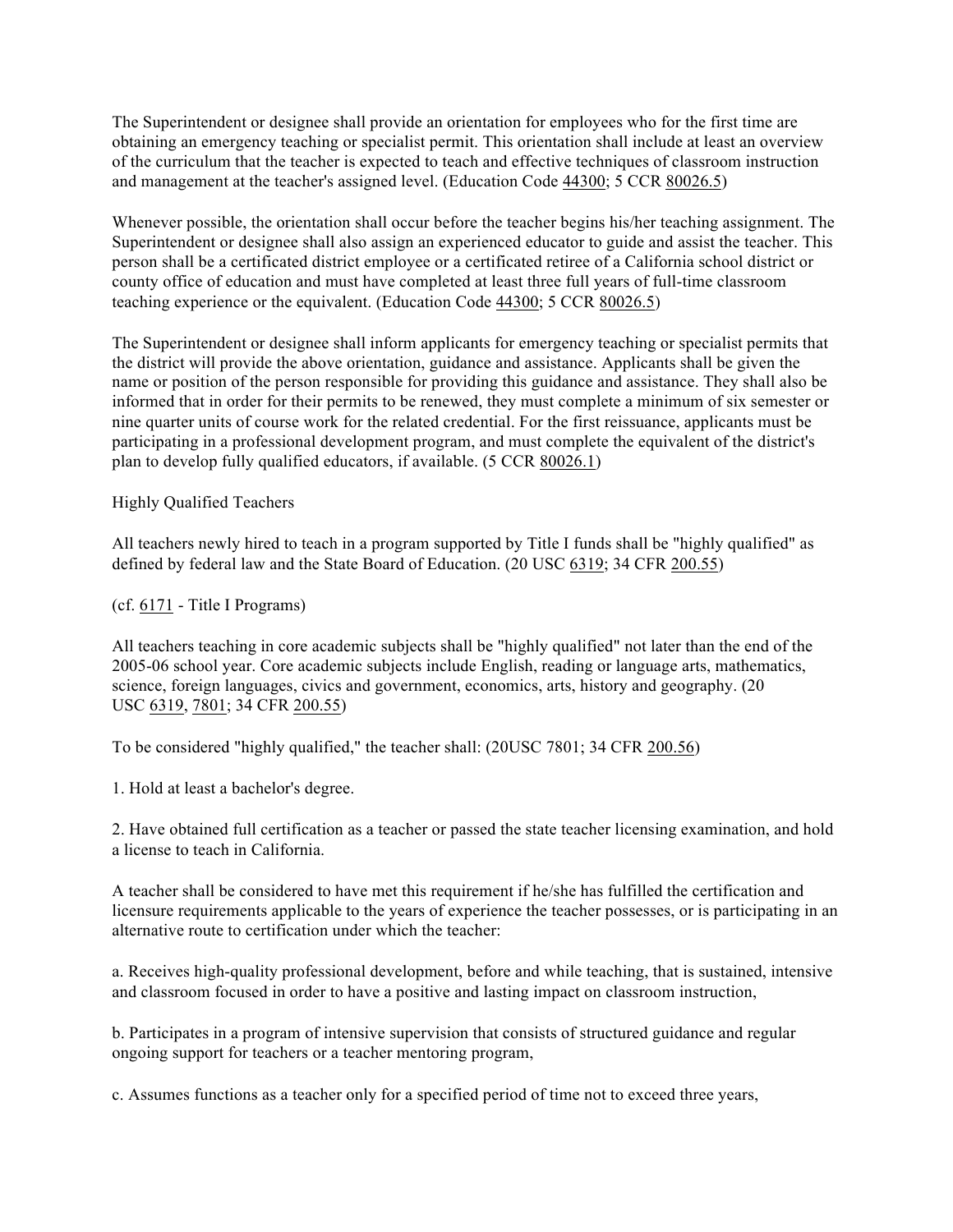The Superintendent or designee shall provide an orientation for employees who for the first time are obtaining an emergency teaching or specialist permit. This orientation shall include at least an overview of the curriculum that the teacher is expected to teach and effective techniques of classroom instruction and management at the teacher's assigned level. (Education Code 44300; 5 CCR 80026.5)

Whenever possible, the orientation shall occur before the teacher begins his/her teaching assignment. The Superintendent or designee shall also assign an experienced educator to guide and assist the teacher. This person shall be a certificated district employee or a certificated retiree of a California school district or county office of education and must have completed at least three full years of full-time classroom teaching experience or the equivalent. (Education Code 44300; 5 CCR 80026.5)

The Superintendent or designee shall inform applicants for emergency teaching or specialist permits that the district will provide the above orientation, guidance and assistance. Applicants shall be given the name or position of the person responsible for providing this guidance and assistance. They shall also be informed that in order for their permits to be renewed, they must complete a minimum of six semester or nine quarter units of course work for the related credential. For the first reissuance, applicants must be participating in a professional development program, and must complete the equivalent of the district's plan to develop fully qualified educators, if available. (5 CCR 80026.1)

Highly Qualified Teachers

All teachers newly hired to teach in a program supported by Title I funds shall be "highly qualified" as defined by federal law and the State Board of Education. (20 USC 6319; 34 CFR 200.55)

(cf. 6171 - Title I Programs)

All teachers teaching in core academic subjects shall be "highly qualified" not later than the end of the 2005-06 school year. Core academic subjects include English, reading or language arts, mathematics, science, foreign languages, civics and government, economics, arts, history and geography. (20 USC 6319, 7801; 34 CFR 200.55)

To be considered "highly qualified," the teacher shall: (20USC 7801; 34 CFR 200.56)

1. Hold at least a bachelor's degree.

2. Have obtained full certification as a teacher or passed the state teacher licensing examination, and hold a license to teach in California.

A teacher shall be considered to have met this requirement if he/she has fulfilled the certification and licensure requirements applicable to the years of experience the teacher possesses, or is participating in an alternative route to certification under which the teacher:

a. Receives high-quality professional development, before and while teaching, that is sustained, intensive and classroom focused in order to have a positive and lasting impact on classroom instruction,

b. Participates in a program of intensive supervision that consists of structured guidance and regular ongoing support for teachers or a teacher mentoring program,

c. Assumes functions as a teacher only for a specified period of time not to exceed three years,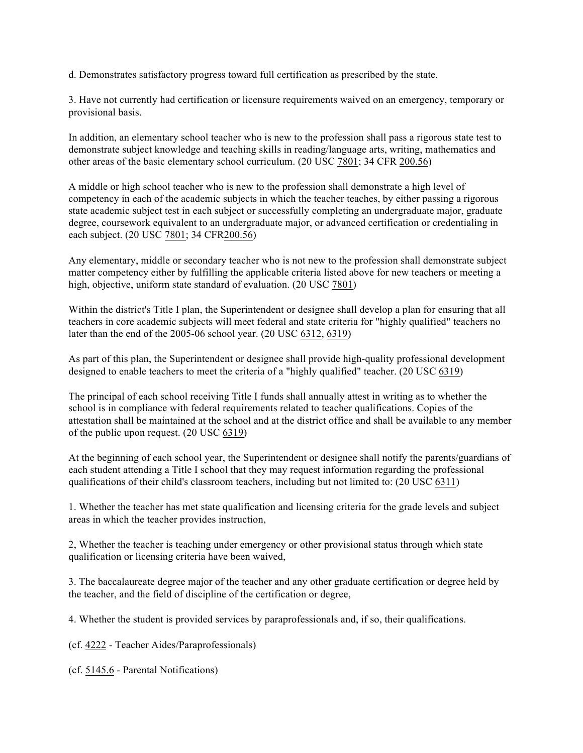d. Demonstrates satisfactory progress toward full certification as prescribed by the state.

3. Have not currently had certification or licensure requirements waived on an emergency, temporary or provisional basis.

In addition, an elementary school teacher who is new to the profession shall pass a rigorous state test to demonstrate subject knowledge and teaching skills in reading/language arts, writing, mathematics and other areas of the basic elementary school curriculum. (20 USC 7801; 34 CFR 200.56)

A middle or high school teacher who is new to the profession shall demonstrate a high level of competency in each of the academic subjects in which the teacher teaches, by either passing a rigorous state academic subject test in each subject or successfully completing an undergraduate major, graduate degree, coursework equivalent to an undergraduate major, or advanced certification or credentialing in each subject. (20 USC 7801; 34 CFR200.56)

Any elementary, middle or secondary teacher who is not new to the profession shall demonstrate subject matter competency either by fulfilling the applicable criteria listed above for new teachers or meeting a high, objective, uniform state standard of evaluation. (20 USC 7801)

Within the district's Title I plan, the Superintendent or designee shall develop a plan for ensuring that all teachers in core academic subjects will meet federal and state criteria for "highly qualified" teachers no later than the end of the 2005-06 school year. (20 USC 6312, 6319)

As part of this plan, the Superintendent or designee shall provide high-quality professional development designed to enable teachers to meet the criteria of a "highly qualified" teacher. (20 USC 6319)

The principal of each school receiving Title I funds shall annually attest in writing as to whether the school is in compliance with federal requirements related to teacher qualifications. Copies of the attestation shall be maintained at the school and at the district office and shall be available to any member of the public upon request. (20 USC 6319)

At the beginning of each school year, the Superintendent or designee shall notify the parents/guardians of each student attending a Title I school that they may request information regarding the professional qualifications of their child's classroom teachers, including but not limited to: (20 USC 6311)

1. Whether the teacher has met state qualification and licensing criteria for the grade levels and subject areas in which the teacher provides instruction,

2, Whether the teacher is teaching under emergency or other provisional status through which state qualification or licensing criteria have been waived,

3. The baccalaureate degree major of the teacher and any other graduate certification or degree held by the teacher, and the field of discipline of the certification or degree,

4. Whether the student is provided services by paraprofessionals and, if so, their qualifications.

(cf. 4222 - Teacher Aides/Paraprofessionals)

(cf. 5145.6 - Parental Notifications)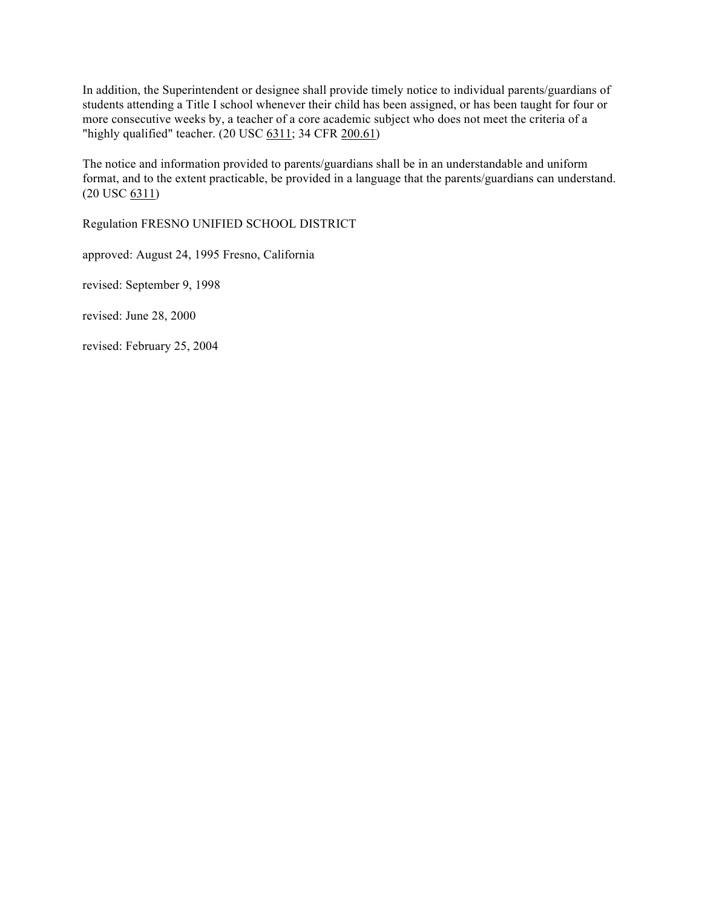In addition, the Superintendent or designee shall provide timely notice to individual parents/guardians of students attending a Title I school whenever their child has been assigned, or has been taught for four or more consecutive weeks by, a teacher of a core academic subject who does not meet the criteria of a "highly qualified" teacher. (20 USC 6311; 34 CFR 200.61)

The notice and information provided to parents/guardians shall be in an understandable and uniform format, and to the extent practicable, be provided in a language that the parents/guardians can understand. (20 USC 6311)

Regulation FRESNO UNIFIED SCHOOL DISTRICT

approved: August 24, 1995 Fresno, California

revised: September 9, 1998

revised: June 28, 2000

revised: February 25, 2004